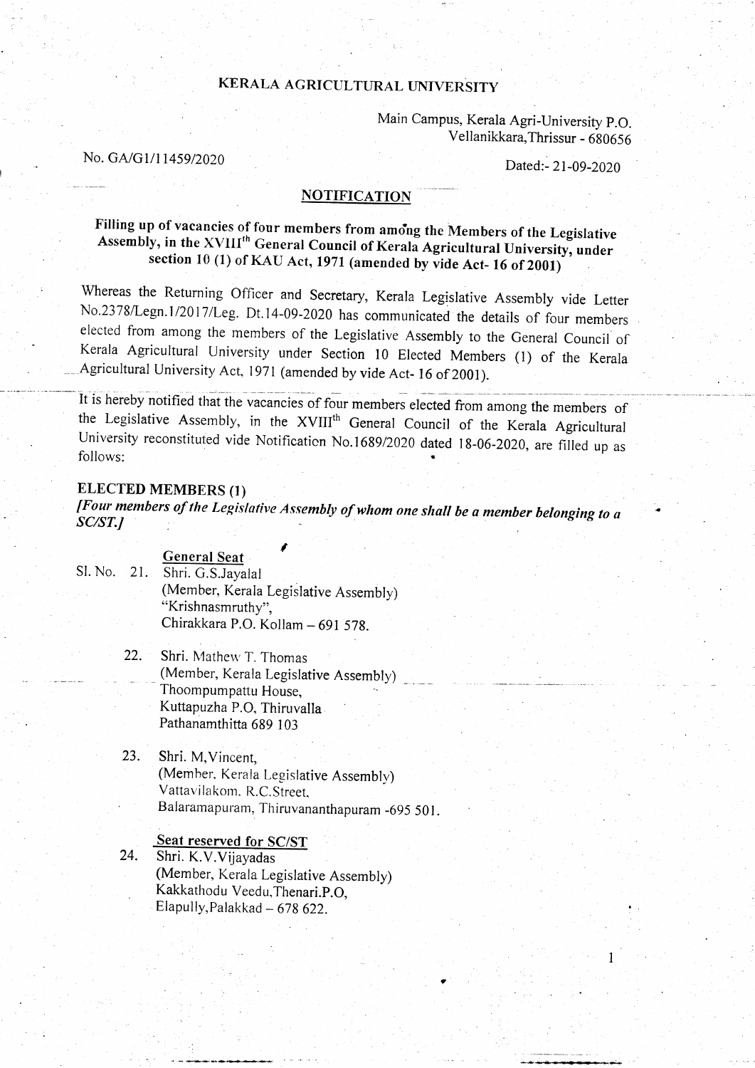# KERALA AGRICULTURAL UNIVERSITY

Main Campus, Kerala Agri-University P.O.
Vellanikkara,Thrissur - 680656

No. GA/G1/11459/2020

Dated:- 21-09-2020

## NOTIFICATION

**Filling up of vacancies of four members from among the Members of the Legislative Assembly, in the XVIII[th] General Council of Kerala Agricultural University, under section 10 (1) of KAU Act, 1971 (amended by vide Act- 16 of 2001)**

Whereas the Returning Officer and Secretary, Kerala Legislative Assembly vide Letter No.2378/Legn.1/2017/Leg. Dt.14-09-2020 has communicated the details of four members elected from among the members of the Legislative Assembly to the General Council of Kerala Agricultural University under Section 10 Elected Members (1) of the Kerala Agricultural University Act, 1971 (amended by vide Act- 16 of 2001).

It is hereby notified that the vacancies of four members elected from among the members of the Legislative Assembly, in the XVIII[th] General Council of the Kerala Agricultural University reconstituted vide Notification No.1689/2020 dated 18-06-2020, are filled up as follows:

### ELECTED MEMBERS (1)

***[Four members of the Legislative Assembly of whom one shall be a member belonging to a SC/ST.]***

**General Seat**

Sl. No.

21. Shri. G.S.Jayalal
    (Member, Kerala Legislative Assembly)
    "Krishnasmruthy",
    Chirakkara P.O. Kollam – 691 578.

22. Shri. Mathew T. Thomas
    (Member, Kerala Legislative Assembly)
    Thoompumpattu House,
    Kuttapuzha P.O, Thiruvalla
    Pathanamthitta 689 103

23. Shri. M,Vincent,
    (Member, Kerala Legislative Assembly)
    Vattavilakom. R.C.Street,
    Balaramapuram, Thiruvananthapuram -695 501.

**Seat reserved for SC/ST**

24. Shri. K.V.Vijayadas
    (Member, Kerala Legislative Assembly)
    Kakkathodu Veedu,Thenari.P.O,
    Elapully,Palakkad – 678 622.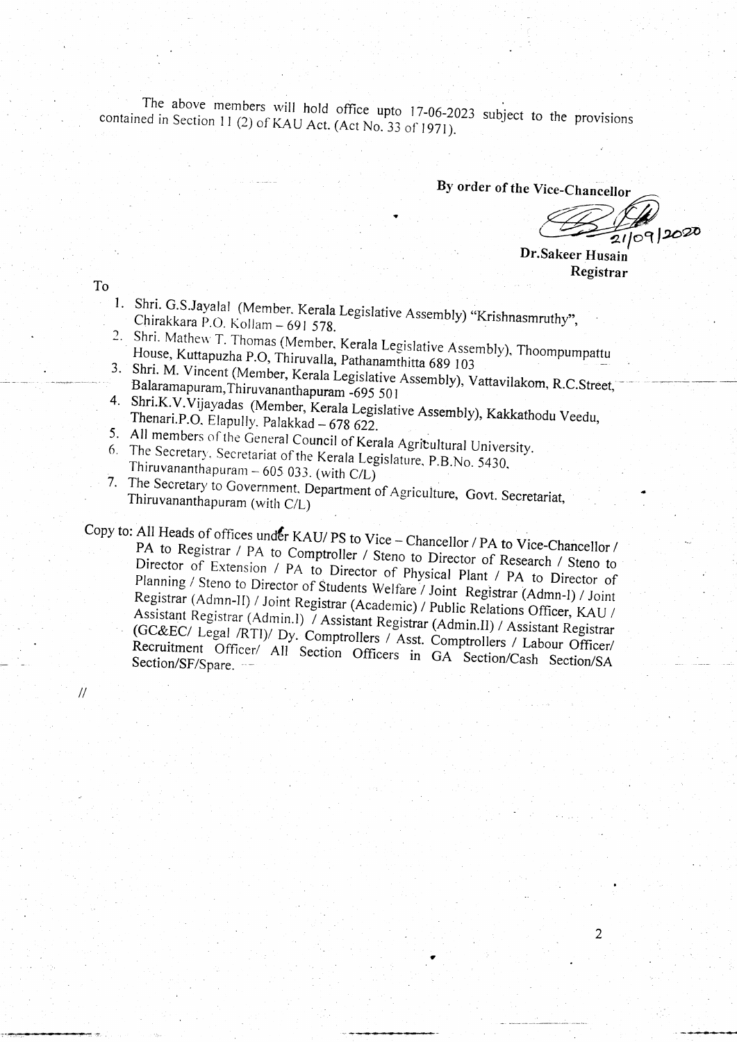The above members will hold office upto 17-06-2023 subject to the provisions contained in Section 11 (2) of KAU Act. (Act No. 33 of 1971).

**By order of the Vice-Chancellor**

21/09/2020

**Dr.Sakeer Husain**
**Registrar**

To

1. Shri. G.S.Jayalal (Member. Kerala Legislative Assembly) "Krishnasmruthy", Chirakkara P.O. Kollam – 691 578.
2. Shri. Mathew T. Thomas (Member, Kerala Legislative Assembly), Thoompumpattu House, Kuttapuzha P.O, Thiruvalla, Pathanamthitta 689 103
3. Shri. M. Vincent (Member, Kerala Legislative Assembly), Vattavilakom, R.C.Street, Balaramapuram,Thiruvananthapuram -695 501
4. Shri.K.V.Vijayadas (Member, Kerala Legislative Assembly), Kakkathodu Veedu, Thenari.P.O. Elapully. Palakkad – 678 622.
5. All members of the General Council of Kerala Agricultural University.
6. The Secretary, Secretariat of the Kerala Legislature, P.B.No. 5430, Thiruvananthapuram – 605 033. (with C/L)
7. The Secretary to Government, Department of Agriculture, Govt. Secretariat, Thiruvananthapuram (with C/L)

Copy to: All Heads of offices under KAU/ PS to Vice – Chancellor / PA to Vice-Chancellor / PA to Registrar / PA to Comptroller / Steno to Director of Research / Steno to Director of Extension / PA to Director of Physical Plant / PA to Director of Planning / Steno to Director of Students Welfare / Joint Registrar (Admn-I) / Joint Registrar (Admn-II) / Joint Registrar (Academic) / Public Relations Officer, KAU / Assistant Registrar (Admin.I) / Assistant Registrar (Admin.II) / Assistant Registrar (GC&EC/ Legal /RTI)/ Dy. Comptrollers / Asst. Comptrollers / Labour Officer/ Recruitment Officer/ All Section Officers in GA Section/Cash Section/SA Section/SF/Spare.

//